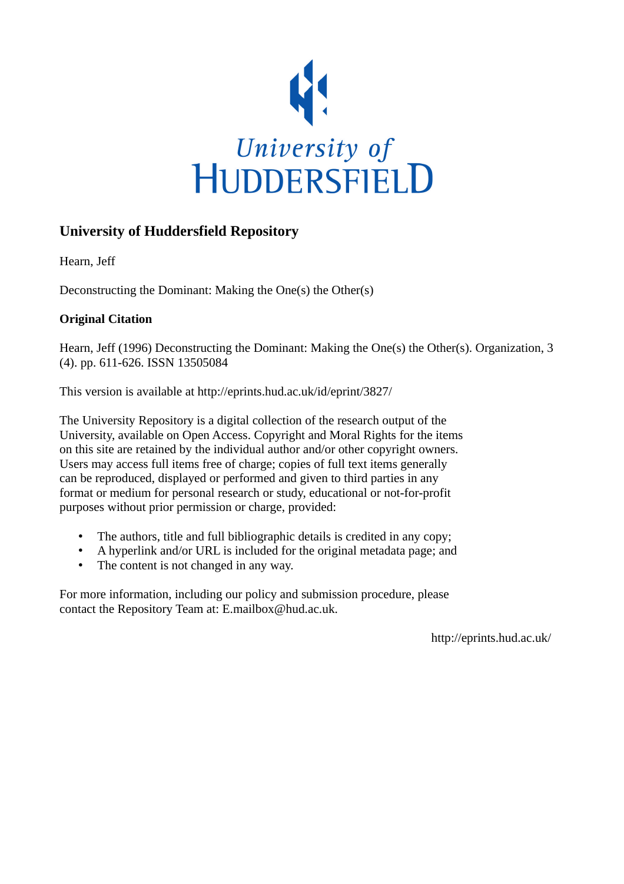University of HUDDERSFIELD

## University of Huddersfield Repository

Hearn, Jeff

Deconstructing the Dominant: Making the One(s) the Other(s)

### Original Citation

Hearn, Jeff (1996) Deconstructing the Dominant: Making the One(s) the Other(s). Organization, 3 (4). pp. 611-626. ISSN 13505084

This version is available at http://eprints.hud.ac.uk/id/eprint/3827/

The University Repository is a digital collection of the research output of the University, available on Open Access. Copyright and Moral Rights for the items on this site are retained by the individual author and/or other copyright owners. Users may access full items free of charge; copies of full text items generally can be reproduced, displayed or performed and given to third parties in any format or medium for personal research or study, educational or not-for-profit purposes without prior permission or charge, provided:

- The authors, title and full bibliographic details is credited in any copy;
- A hyperlink and/or URL is included for the original metadata page; and
- The content is not changed in any way.

For more information, including our policy and submission procedure, please contact the Repository Team at: E.mailbox@hud.ac.uk.

http://eprints.hud.ac.uk/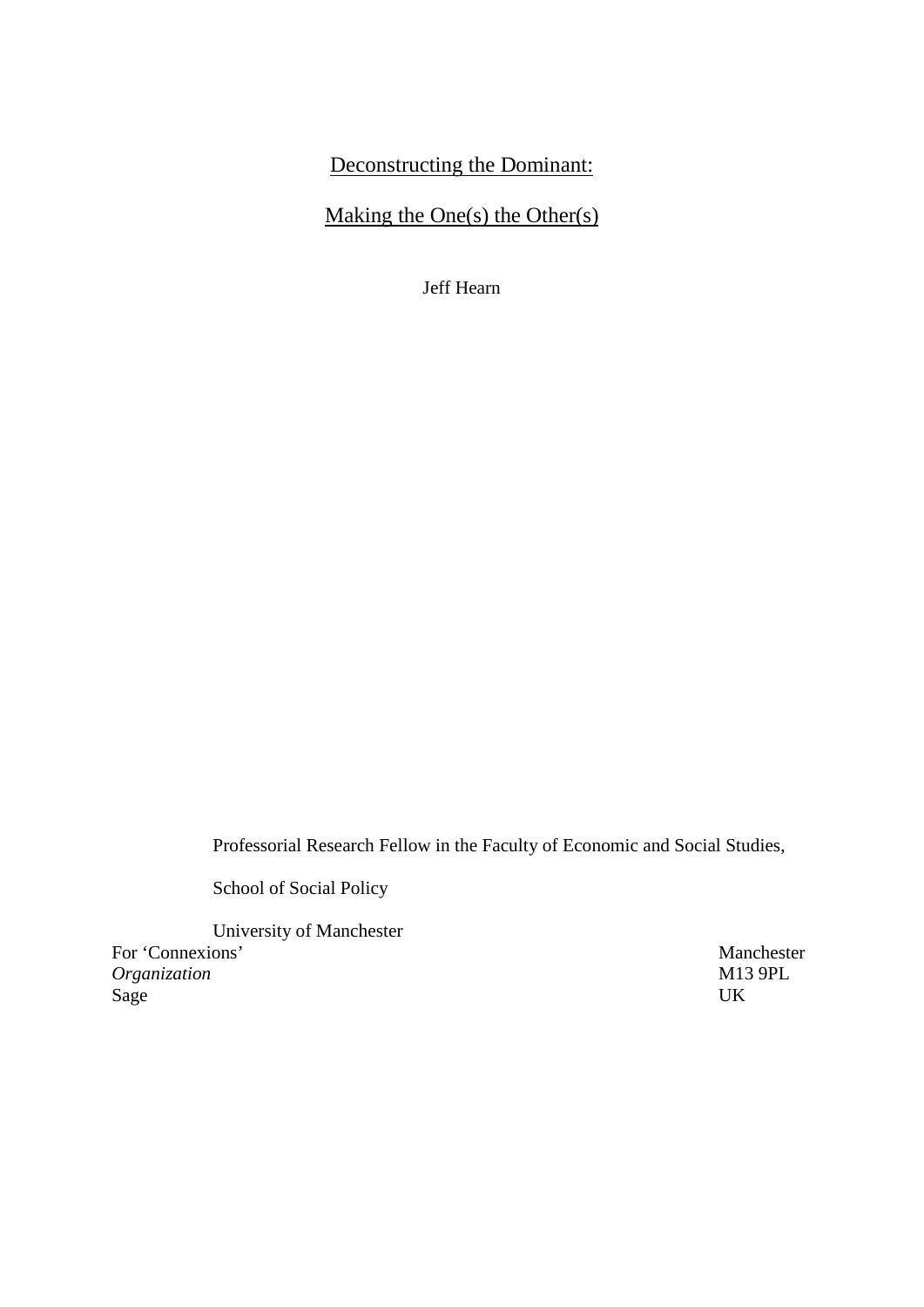# Deconstructing the Dominant:

# Making the One(s) the Other(s)

Jeff Hearn

Professorial Research Fellow in the Faculty of Economic and Social Studies,

School of Social Policy

University of Manchester

Manchester

M13 9PL

UK

For 'Connexions'

*Organization*

Sage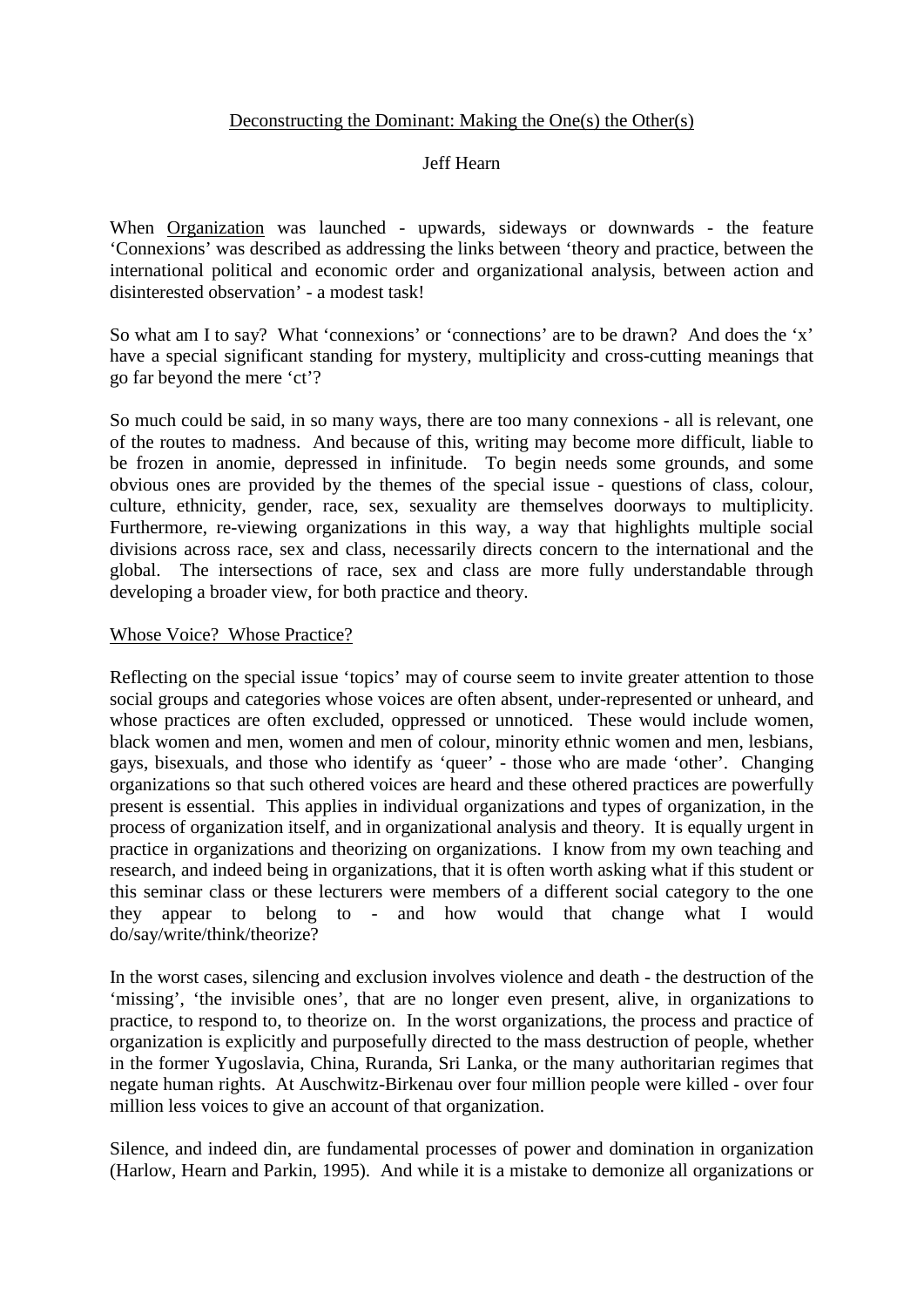Deconstructing the Dominant: Making the One(s) the Other(s)

Jeff Hearn

When Organization was launched - upwards, sideways or downwards - the feature 'Connexions' was described as addressing the links between 'theory and practice, between the international political and economic order and organizational analysis, between action and disinterested observation' - a modest task!

So what am I to say? What 'connexions' or 'connections' are to be drawn? And does the 'x' have a special significant standing for mystery, multiplicity and cross-cutting meanings that go far beyond the mere 'ct'?

So much could be said, in so many ways, there are too many connexions - all is relevant, one of the routes to madness. And because of this, writing may become more difficult, liable to be frozen in anomie, depressed in infinitude. To begin needs some grounds, and some obvious ones are provided by the themes of the special issue - questions of class, colour, culture, ethnicity, gender, race, sex, sexuality are themselves doorways to multiplicity. Furthermore, re-viewing organizations in this way, a way that highlights multiple social divisions across race, sex and class, necessarily directs concern to the international and the global. The intersections of race, sex and class are more fully understandable through developing a broader view, for both practice and theory.

## Whose Voice? Whose Practice?

Reflecting on the special issue 'topics' may of course seem to invite greater attention to those social groups and categories whose voices are often absent, under-represented or unheard, and whose practices are often excluded, oppressed or unnoticed. These would include women, black women and men, women and men of colour, minority ethnic women and men, lesbians, gays, bisexuals, and those who identify as 'queer' - those who are made 'other'. Changing organizations so that such othered voices are heard and these othered practices are powerfully present is essential. This applies in individual organizations and types of organization, in the process of organization itself, and in organizational analysis and theory. It is equally urgent in practice in organizations and theorizing on organizations. I know from my own teaching and research, and indeed being in organizations, that it is often worth asking what if this student or this seminar class or these lecturers were members of a different social category to the one they appear to belong to - and how would that change what I would do/say/write/think/theorize?

In the worst cases, silencing and exclusion involves violence and death - the destruction of the 'missing', 'the invisible ones', that are no longer even present, alive, in organizations to practice, to respond to, to theorize on. In the worst organizations, the process and practice of organization is explicitly and purposefully directed to the mass destruction of people, whether in the former Yugoslavia, China, Ruranda, Sri Lanka, or the many authoritarian regimes that negate human rights. At Auschwitz-Birkenau over four million people were killed - over four million less voices to give an account of that organization.

Silence, and indeed din, are fundamental processes of power and domination in organization (Harlow, Hearn and Parkin, 1995). And while it is a mistake to demonize all organizations or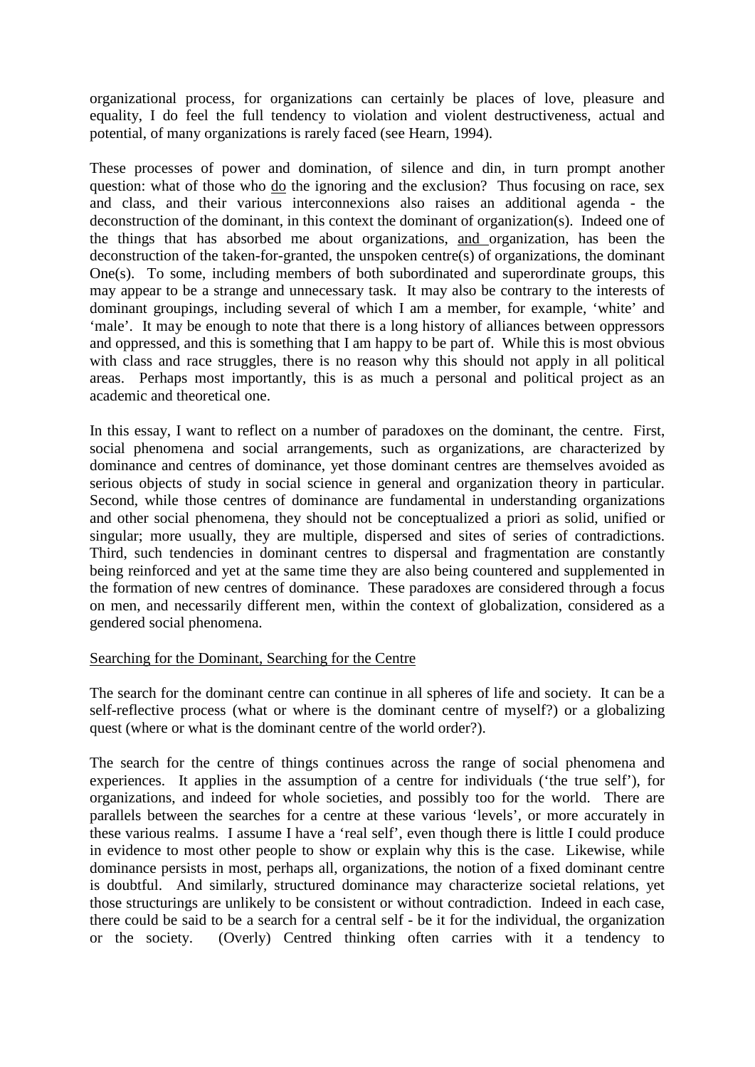organizational process, for organizations can certainly be places of love, pleasure and equality, I do feel the full tendency to violation and violent destructiveness, actual and potential, of many organizations is rarely faced (see Hearn, 1994).

These processes of power and domination, of silence and din, in turn prompt another question: what of those who <u>do</u> the ignoring and the exclusion? Thus focusing on race, sex and class, and their various interconnexions also raises an additional agenda - the deconstruction of the dominant, in this context the dominant of organization(s). Indeed one of the things that has absorbed me about organizations, <u>and</u> organization, has been the deconstruction of the taken-for-granted, the unspoken centre(s) of organizations, the dominant One(s). To some, including members of both subordinated and superordinate groups, this may appear to be a strange and unnecessary task. It may also be contrary to the interests of dominant groupings, including several of which I am a member, for example, 'white' and 'male'. It may be enough to note that there is a long history of alliances between oppressors and oppressed, and this is something that I am happy to be part of. While this is most obvious with class and race struggles, there is no reason why this should not apply in all political areas. Perhaps most importantly, this is as much a personal and political project as an academic and theoretical one.

In this essay, I want to reflect on a number of paradoxes on the dominant, the centre. First, social phenomena and social arrangements, such as organizations, are characterized by dominance and centres of dominance, yet those dominant centres are themselves avoided as serious objects of study in social science in general and organization theory in particular. Second, while those centres of dominance are fundamental in understanding organizations and other social phenomena, they should not be conceptualized a priori as solid, unified or singular; more usually, they are multiple, dispersed and sites of series of contradictions. Third, such tendencies in dominant centres to dispersal and fragmentation are constantly being reinforced and yet at the same time they are also being countered and supplemented in the formation of new centres of dominance. These paradoxes are considered through a focus on men, and necessarily different men, within the context of globalization, considered as a gendered social phenomena.

<u>Searching for the Dominant, Searching for the Centre</u>

The search for the dominant centre can continue in all spheres of life and society. It can be a self-reflective process (what or where is the dominant centre of myself?) or a globalizing quest (where or what is the dominant centre of the world order?).

The search for the centre of things continues across the range of social phenomena and experiences. It applies in the assumption of a centre for individuals ('the true self'), for organizations, and indeed for whole societies, and possibly too for the world. There are parallels between the searches for a centre at these various 'levels', or more accurately in these various realms. I assume I have a 'real self', even though there is little I could produce in evidence to most other people to show or explain why this is the case. Likewise, while dominance persists in most, perhaps all, organizations, the notion of a fixed dominant centre is doubtful. And similarly, structured dominance may characterize societal relations, yet those structurings are unlikely to be consistent or without contradiction. Indeed in each case, there could be said to be a search for a central self - be it for the individual, the organization or the society. (Overly) Centred thinking often carries with it a tendency to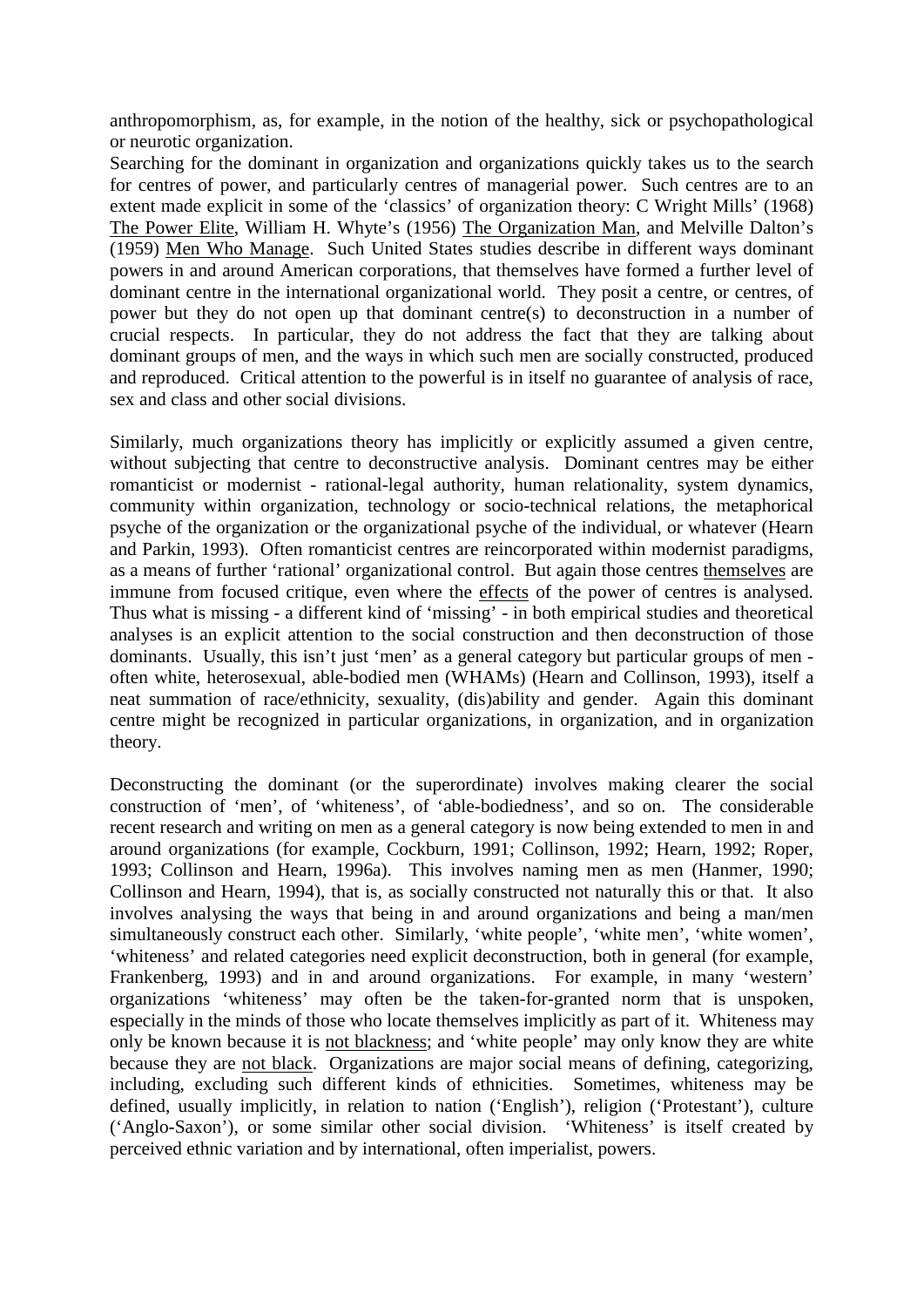anthropomorphism, as, for example, in the notion of the healthy, sick or psychopathological or neurotic organization.

Searching for the dominant in organization and organizations quickly takes us to the search for centres of power, and particularly centres of managerial power. Such centres are to an extent made explicit in some of the 'classics' of organization theory: C Wright Mills' (1968) The Power Elite, William H. Whyte's (1956) The Organization Man, and Melville Dalton's (1959) Men Who Manage. Such United States studies describe in different ways dominant powers in and around American corporations, that themselves have formed a further level of dominant centre in the international organizational world. They posit a centre, or centres, of power but they do not open up that dominant centre(s) to deconstruction in a number of crucial respects. In particular, they do not address the fact that they are talking about dominant groups of men, and the ways in which such men are socially constructed, produced and reproduced. Critical attention to the powerful is in itself no guarantee of analysis of race, sex and class and other social divisions.

Similarly, much organizations theory has implicitly or explicitly assumed a given centre, without subjecting that centre to deconstructive analysis. Dominant centres may be either romanticist or modernist - rational-legal authority, human relationality, system dynamics, community within organization, technology or socio-technical relations, the metaphorical psyche of the organization or the organizational psyche of the individual, or whatever (Hearn and Parkin, 1993). Often romanticist centres are reincorporated within modernist paradigms, as a means of further 'rational' organizational control. But again those centres themselves are immune from focused critique, even where the effects of the power of centres is analysed. Thus what is missing - a different kind of 'missing' - in both empirical studies and theoretical analyses is an explicit attention to the social construction and then deconstruction of those dominants. Usually, this isn't just 'men' as a general category but particular groups of men - often white, heterosexual, able-bodied men (WHAMs) (Hearn and Collinson, 1993), itself a neat summation of race/ethnicity, sexuality, (dis)ability and gender. Again this dominant centre might be recognized in particular organizations, in organization, and in organization theory.

Deconstructing the dominant (or the superordinate) involves making clearer the social construction of 'men', of 'whiteness', of 'able-bodiedness', and so on. The considerable recent research and writing on men as a general category is now being extended to men in and around organizations (for example, Cockburn, 1991; Collinson, 1992; Hearn, 1992; Roper, 1993; Collinson and Hearn, 1996a). This involves naming men as men (Hanmer, 1990; Collinson and Hearn, 1994), that is, as socially constructed not naturally this or that. It also involves analysing the ways that being in and around organizations and being a man/men simultaneously construct each other. Similarly, 'white people', 'white men', 'white women', 'whiteness' and related categories need explicit deconstruction, both in general (for example, Frankenberg, 1993) and in and around organizations. For example, in many 'western' organizations 'whiteness' may often be the taken-for-granted norm that is unspoken, especially in the minds of those who locate themselves implicitly as part of it. Whiteness may only be known because it is not blackness; and 'white people' may only know they are white because they are not black. Organizations are major social means of defining, categorizing, including, excluding such different kinds of ethnicities. Sometimes, whiteness may be defined, usually implicitly, in relation to nation ('English'), religion ('Protestant'), culture ('Anglo-Saxon'), or some similar other social division. 'Whiteness' is itself created by perceived ethnic variation and by international, often imperialist, powers.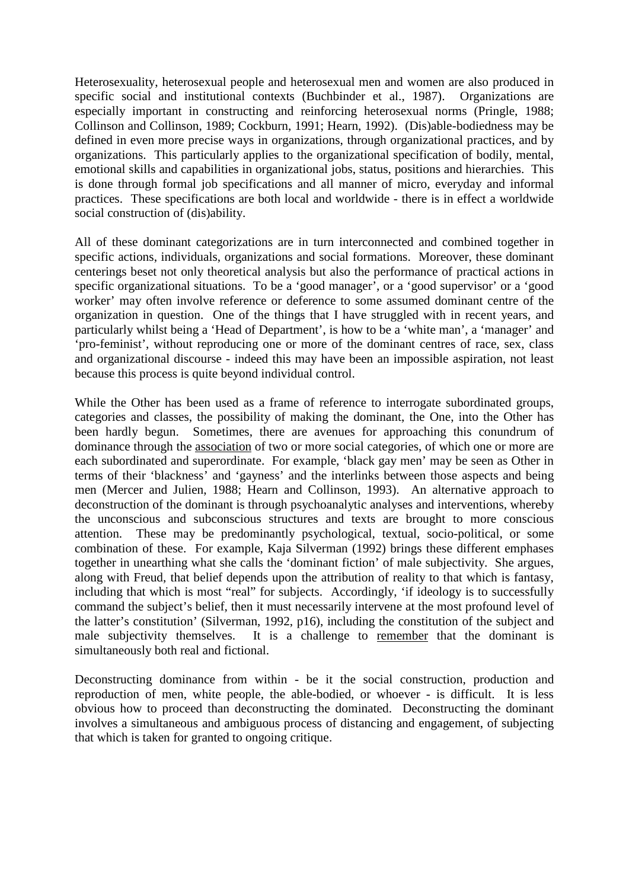Heterosexuality, heterosexual people and heterosexual men and women are also produced in specific social and institutional contexts (Buchbinder et al., 1987). Organizations are especially important in constructing and reinforcing heterosexual norms (Pringle, 1988; Collinson and Collinson, 1989; Cockburn, 1991; Hearn, 1992). (Dis)able-bodiedness may be defined in even more precise ways in organizations, through organizational practices, and by organizations. This particularly applies to the organizational specification of bodily, mental, emotional skills and capabilities in organizational jobs, status, positions and hierarchies. This is done through formal job specifications and all manner of micro, everyday and informal practices. These specifications are both local and worldwide - there is in effect a worldwide social construction of (dis)ability.

All of these dominant categorizations are in turn interconnected and combined together in specific actions, individuals, organizations and social formations. Moreover, these dominant centerings beset not only theoretical analysis but also the performance of practical actions in specific organizational situations. To be a 'good manager', or a 'good supervisor' or a 'good worker' may often involve reference or deference to some assumed dominant centre of the organization in question. One of the things that I have struggled with in recent years, and particularly whilst being a 'Head of Department', is how to be a 'white man', a 'manager' and 'pro-feminist', without reproducing one or more of the dominant centres of race, sex, class and organizational discourse - indeed this may have been an impossible aspiration, not least because this process is quite beyond individual control.

While the Other has been used as a frame of reference to interrogate subordinated groups, categories and classes, the possibility of making the dominant, the One, into the Other has been hardly begun. Sometimes, there are avenues for approaching this conundrum of dominance through the <u>association</u> of two or more social categories, of which one or more are each subordinated and superordinate. For example, 'black gay men' may be seen as Other in terms of their 'blackness' and 'gayness' and the interlinks between those aspects and being men (Mercer and Julien, 1988; Hearn and Collinson, 1993). An alternative approach to deconstruction of the dominant is through psychoanalytic analyses and interventions, whereby the unconscious and subconscious structures and texts are brought to more conscious attention. These may be predominantly psychological, textual, socio-political, or some combination of these. For example, Kaja Silverman (1992) brings these different emphases together in unearthing what she calls the 'dominant fiction' of male subjectivity. She argues, along with Freud, that belief depends upon the attribution of reality to that which is fantasy, including that which is most "real" for subjects. Accordingly, 'if ideology is to successfully command the subject's belief, then it must necessarily intervene at the most profound level of the latter's constitution' (Silverman, 1992, p16), including the constitution of the subject and male subjectivity themselves. It is a challenge to <u>remember</u> that the dominant is simultaneously both real and fictional.

Deconstructing dominance from within - be it the social construction, production and reproduction of men, white people, the able-bodied, or whoever - is difficult. It is less obvious how to proceed than deconstructing the dominated. Deconstructing the dominant involves a simultaneous and ambiguous process of distancing and engagement, of subjecting that which is taken for granted to ongoing critique.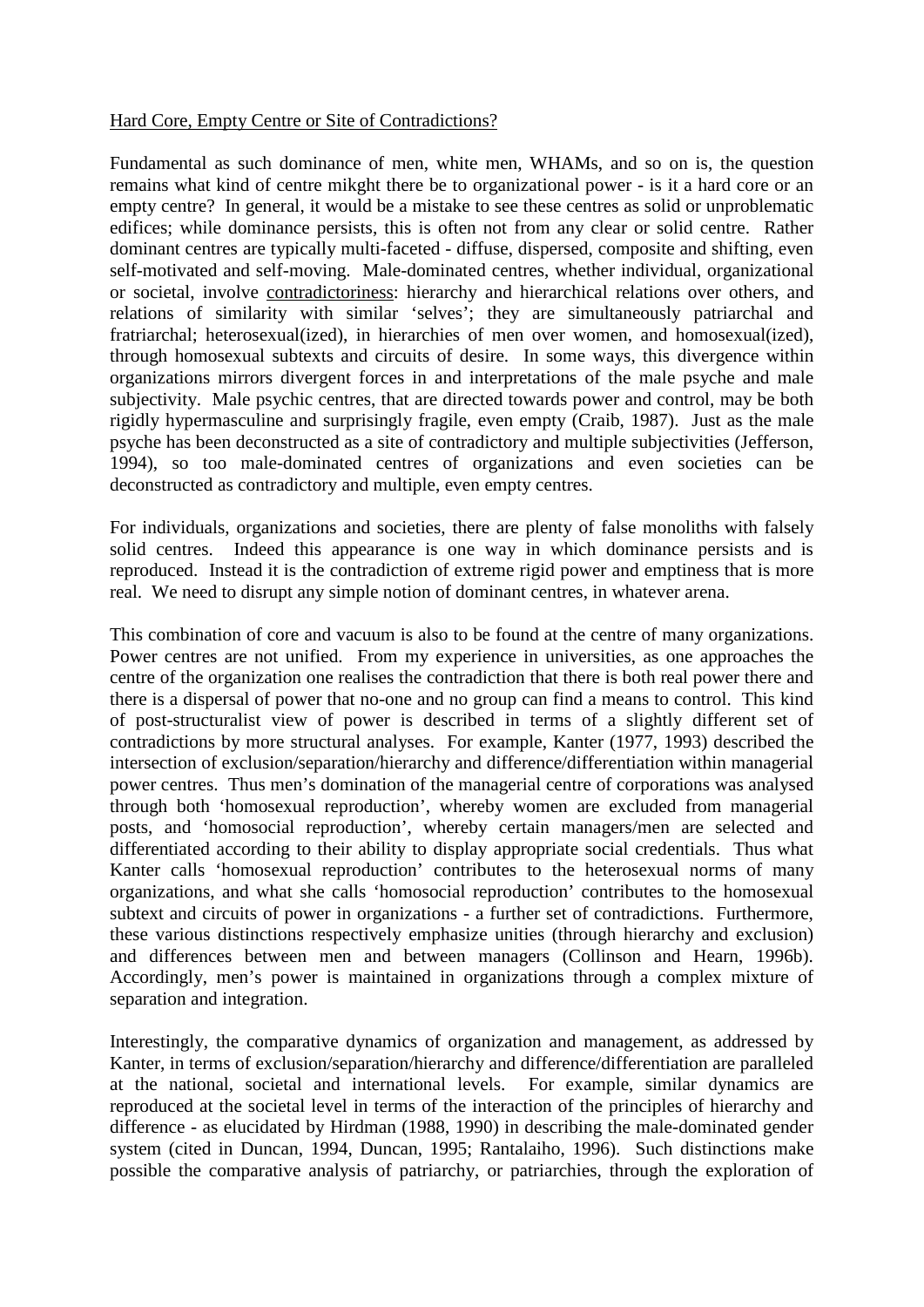Hard Core, Empty Centre or Site of Contradictions?

Fundamental as such dominance of men, white men, WHAMs, and so on is, the question remains what kind of centre mikght there be to organizational power - is it a hard core or an empty centre? In general, it would be a mistake to see these centres as solid or unproblematic edifices; while dominance persists, this is often not from any clear or solid centre. Rather dominant centres are typically multi-faceted - diffuse, dispersed, composite and shifting, even self-motivated and self-moving. Male-dominated centres, whether individual, organizational or societal, involve contradictoriness: hierarchy and hierarchical relations over others, and relations of similarity with similar 'selves'; they are simultaneously patriarchal and fratriarchal; heterosexual(ized), in hierarchies of men over women, and homosexual(ized), through homosexual subtexts and circuits of desire. In some ways, this divergence within organizations mirrors divergent forces in and interpretations of the male psyche and male subjectivity. Male psychic centres, that are directed towards power and control, may be both rigidly hypermasculine and surprisingly fragile, even empty (Craib, 1987). Just as the male psyche has been deconstructed as a site of contradictory and multiple subjectivities (Jefferson, 1994), so too male-dominated centres of organizations and even societies can be deconstructed as contradictory and multiple, even empty centres.

For individuals, organizations and societies, there are plenty of false monoliths with falsely solid centres. Indeed this appearance is one way in which dominance persists and is reproduced. Instead it is the contradiction of extreme rigid power and emptiness that is more real. We need to disrupt any simple notion of dominant centres, in whatever arena.

This combination of core and vacuum is also to be found at the centre of many organizations. Power centres are not unified. From my experience in universities, as one approaches the centre of the organization one realises the contradiction that there is both real power there and there is a dispersal of power that no-one and no group can find a means to control. This kind of post-structuralist view of power is described in terms of a slightly different set of contradictions by more structural analyses. For example, Kanter (1977, 1993) described the intersection of exclusion/separation/hierarchy and difference/differentiation within managerial power centres. Thus men's domination of the managerial centre of corporations was analysed through both 'homosexual reproduction', whereby women are excluded from managerial posts, and 'homosocial reproduction', whereby certain managers/men are selected and differentiated according to their ability to display appropriate social credentials. Thus what Kanter calls 'homosexual reproduction' contributes to the heterosexual norms of many organizations, and what she calls 'homosocial reproduction' contributes to the homosexual subtext and circuits of power in organizations - a further set of contradictions. Furthermore, these various distinctions respectively emphasize unities (through hierarchy and exclusion) and differences between men and between managers (Collinson and Hearn, 1996b). Accordingly, men's power is maintained in organizations through a complex mixture of separation and integration.

Interestingly, the comparative dynamics of organization and management, as addressed by Kanter, in terms of exclusion/separation/hierarchy and difference/differentiation are paralleled at the national, societal and international levels. For example, similar dynamics are reproduced at the societal level in terms of the interaction of the principles of hierarchy and difference - as elucidated by Hirdman (1988, 1990) in describing the male-dominated gender system (cited in Duncan, 1994, Duncan, 1995; Rantalaiho, 1996). Such distinctions make possible the comparative analysis of patriarchy, or patriarchies, through the exploration of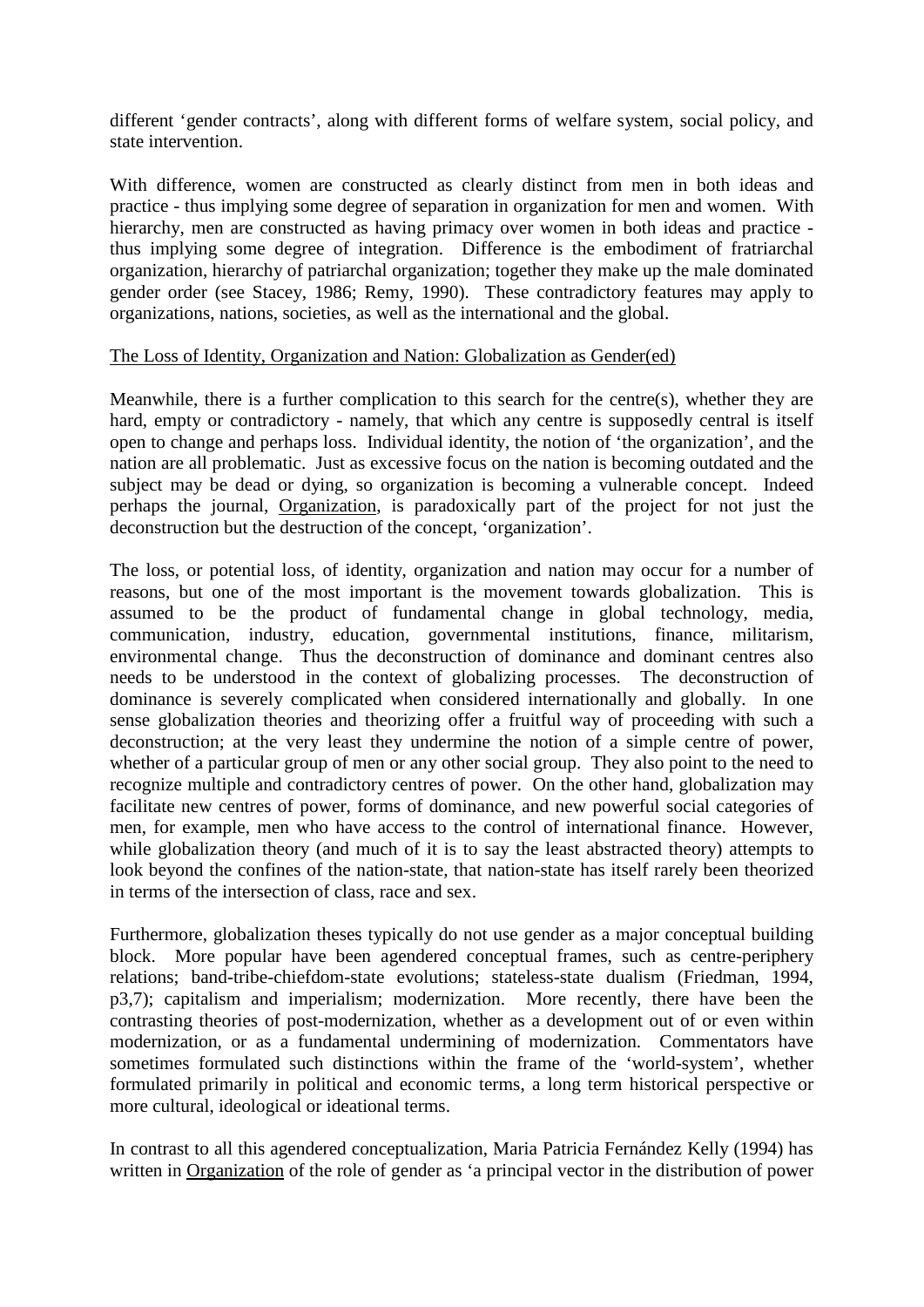different 'gender contracts', along with different forms of welfare system, social policy, and state intervention.

With difference, women are constructed as clearly distinct from men in both ideas and practice - thus implying some degree of separation in organization for men and women. With hierarchy, men are constructed as having primacy over women in both ideas and practice - thus implying some degree of integration. Difference is the embodiment of fratriarchal organization, hierarchy of patriarchal organization; together they make up the male dominated gender order (see Stacey, 1986; Remy, 1990). These contradictory features may apply to organizations, nations, societies, as well as the international and the global.

<u>The Loss of Identity, Organization and Nation: Globalization as Gender(ed)</u>

Meanwhile, there is a further complication to this search for the centre(s), whether they are hard, empty or contradictory - namely, that which any centre is supposedly central is itself open to change and perhaps loss. Individual identity, the notion of 'the organization', and the nation are all problematic. Just as excessive focus on the nation is becoming outdated and the subject may be dead or dying, so organization is becoming a vulnerable concept. Indeed perhaps the journal, <u>Organization</u>, is paradoxically part of the project for not just the deconstruction but the destruction of the concept, 'organization'.

The loss, or potential loss, of identity, organization and nation may occur for a number of reasons, but one of the most important is the movement towards globalization. This is assumed to be the product of fundamental change in global technology, media, communication, industry, education, governmental institutions, finance, militarism, environmental change. Thus the deconstruction of dominance and dominant centres also needs to be understood in the context of globalizing processes. The deconstruction of dominance is severely complicated when considered internationally and globally. In one sense globalization theories and theorizing offer a fruitful way of proceeding with such a deconstruction; at the very least they undermine the notion of a simple centre of power, whether of a particular group of men or any other social group. They also point to the need to recognize multiple and contradictory centres of power. On the other hand, globalization may facilitate new centres of power, forms of dominance, and new powerful social categories of men, for example, men who have access to the control of international finance. However, while globalization theory (and much of it is to say the least abstracted theory) attempts to look beyond the confines of the nation-state, that nation-state has itself rarely been theorized in terms of the intersection of class, race and sex.

Furthermore, globalization theses typically do not use gender as a major conceptual building block. More popular have been agendered conceptual frames, such as centre-periphery relations; band-tribe-chiefdom-state evolutions; stateless-state dualism (Friedman, 1994, p3,7); capitalism and imperialism; modernization. More recently, there have been the contrasting theories of post-modernization, whether as a development out of or even within modernization, or as a fundamental undermining of modernization. Commentators have sometimes formulated such distinctions within the frame of the 'world-system', whether formulated primarily in political and economic terms, a long term historical perspective or more cultural, ideological or ideational terms.

In contrast to all this agendered conceptualization, Maria Patricia Fernández Kelly (1994) has written in <u>Organization</u> of the role of gender as 'a principal vector in the distribution of power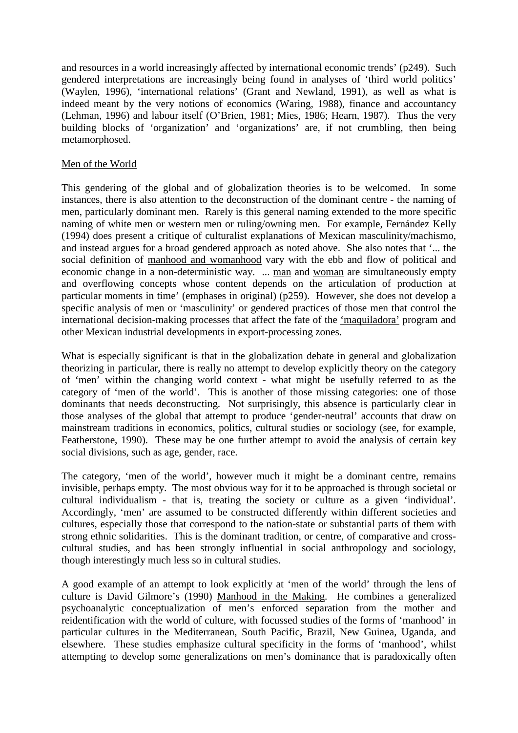and resources in a world increasingly affected by international economic trends' (p249). Such gendered interpretations are increasingly being found in analyses of 'third world politics' (Waylen, 1996), 'international relations' (Grant and Newland, 1991), as well as what is indeed meant by the very notions of economics (Waring, 1988), finance and accountancy (Lehman, 1996) and labour itself (O'Brien, 1981; Mies, 1986; Hearn, 1987). Thus the very building blocks of 'organization' and 'organizations' are, if not crumbling, then being metamorphosed.

## Men of the World

This gendering of the global and of globalization theories is to be welcomed. In some instances, there is also attention to the deconstruction of the dominant centre - the naming of men, particularly dominant men. Rarely is this general naming extended to the more specific naming of white men or western men or ruling/owning men. For example, Fernández Kelly (1994) does present a critique of culturalist explanations of Mexican masculinity/machismo, and instead argues for a broad gendered approach as noted above. She also notes that '... the social definition of manhood and womanhood vary with the ebb and flow of political and economic change in a non-deterministic way. ... man and woman are simultaneously empty and overflowing concepts whose content depends on the articulation of production at particular moments in time' (emphases in original) (p259). However, she does not develop a specific analysis of men or 'masculinity' or gendered practices of those men that control the international decision-making processes that affect the fate of the 'maquiladora' program and other Mexican industrial developments in export-processing zones.

What is especially significant is that in the globalization debate in general and globalization theorizing in particular, there is really no attempt to develop explicitly theory on the category of 'men' within the changing world context - what might be usefully referred to as the category of 'men of the world'. This is another of those missing categories: one of those dominants that needs deconstructing. Not surprisingly, this absence is particularly clear in those analyses of the global that attempt to produce 'gender-neutral' accounts that draw on mainstream traditions in economics, politics, cultural studies or sociology (see, for example, Featherstone, 1990). These may be one further attempt to avoid the analysis of certain key social divisions, such as age, gender, race.

The category, 'men of the world', however much it might be a dominant centre, remains invisible, perhaps empty. The most obvious way for it to be approached is through societal or cultural individualism - that is, treating the society or culture as a given 'individual'. Accordingly, 'men' are assumed to be constructed differently within different societies and cultures, especially those that correspond to the nation-state or substantial parts of them with strong ethnic solidarities. This is the dominant tradition, or centre, of comparative and cross-cultural studies, and has been strongly influential in social anthropology and sociology, though interestingly much less so in cultural studies.

A good example of an attempt to look explicitly at 'men of the world' through the lens of culture is David Gilmore's (1990) Manhood in the Making. He combines a generalized psychoanalytic conceptualization of men's enforced separation from the mother and reidentification with the world of culture, with focussed studies of the forms of 'manhood' in particular cultures in the Mediterranean, South Pacific, Brazil, New Guinea, Uganda, and elsewhere. These studies emphasize cultural specificity in the forms of 'manhood', whilst attempting to develop some generalizations on men's dominance that is paradoxically often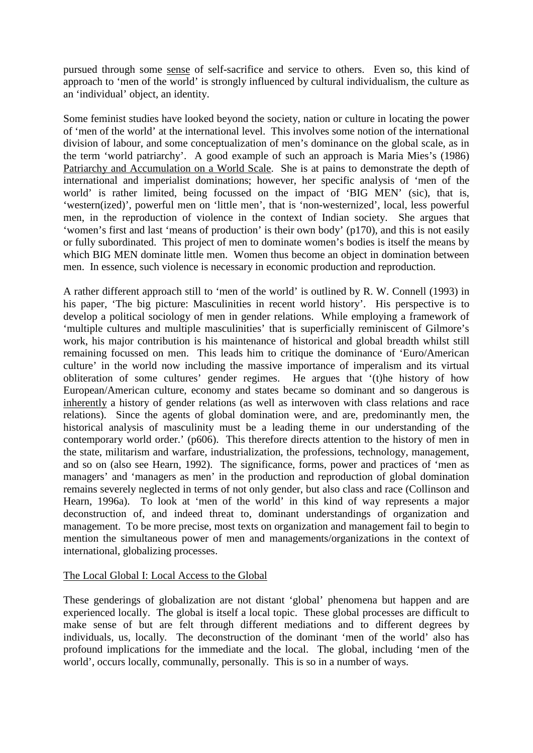pursued through some sense of self-sacrifice and service to others. Even so, this kind of approach to 'men of the world' is strongly influenced by cultural individualism, the culture as an 'individual' object, an identity.

Some feminist studies have looked beyond the society, nation or culture in locating the power of 'men of the world' at the international level. This involves some notion of the international division of labour, and some conceptualization of men's dominance on the global scale, as in the term 'world patriarchy'. A good example of such an approach is Maria Mies's (1986) Patriarchy and Accumulation on a World Scale. She is at pains to demonstrate the depth of international and imperialist dominations; however, her specific analysis of 'men of the world' is rather limited, being focussed on the impact of 'BIG MEN' (sic), that is, 'western(ized)', powerful men on 'little men', that is 'non-westernized', local, less powerful men, in the reproduction of violence in the context of Indian society. She argues that 'women's first and last 'means of production' is their own body' (p170), and this is not easily or fully subordinated. This project of men to dominate women's bodies is itself the means by which BIG MEN dominate little men. Women thus become an object in domination between men. In essence, such violence is necessary in economic production and reproduction.

A rather different approach still to 'men of the world' is outlined by R. W. Connell (1993) in his paper, 'The big picture: Masculinities in recent world history'. His perspective is to develop a political sociology of men in gender relations. While employing a framework of 'multiple cultures and multiple masculinities' that is superficially reminiscent of Gilmore's work, his major contribution is his maintenance of historical and global breadth whilst still remaining focussed on men. This leads him to critique the dominance of 'Euro/American culture' in the world now including the massive importance of imperialism and its virtual obliteration of some cultures' gender regimes. He argues that '(t)he history of how European/American culture, economy and states became so dominant and so dangerous is inherently a history of gender relations (as well as interwoven with class relations and race relations). Since the agents of global domination were, and are, predominantly men, the historical analysis of masculinity must be a leading theme in our understanding of the contemporary world order.' (p606). This therefore directs attention to the history of men in the state, militarism and warfare, industrialization, the professions, technology, management, and so on (also see Hearn, 1992). The significance, forms, power and practices of 'men as managers' and 'managers as men' in the production and reproduction of global domination remains severely neglected in terms of not only gender, but also class and race (Collinson and Hearn, 1996a). To look at 'men of the world' in this kind of way represents a major deconstruction of, and indeed threat to, dominant understandings of organization and management. To be more precise, most texts on organization and management fail to begin to mention the simultaneous power of men and managements/organizations in the context of international, globalizing processes.

## The Local Global I: Local Access to the Global

These genderings of globalization are not distant 'global' phenomena but happen and are experienced locally. The global is itself a local topic. These global processes are difficult to make sense of but are felt through different mediations and to different degrees by individuals, us, locally. The deconstruction of the dominant 'men of the world' also has profound implications for the immediate and the local. The global, including 'men of the world', occurs locally, communally, personally. This is so in a number of ways.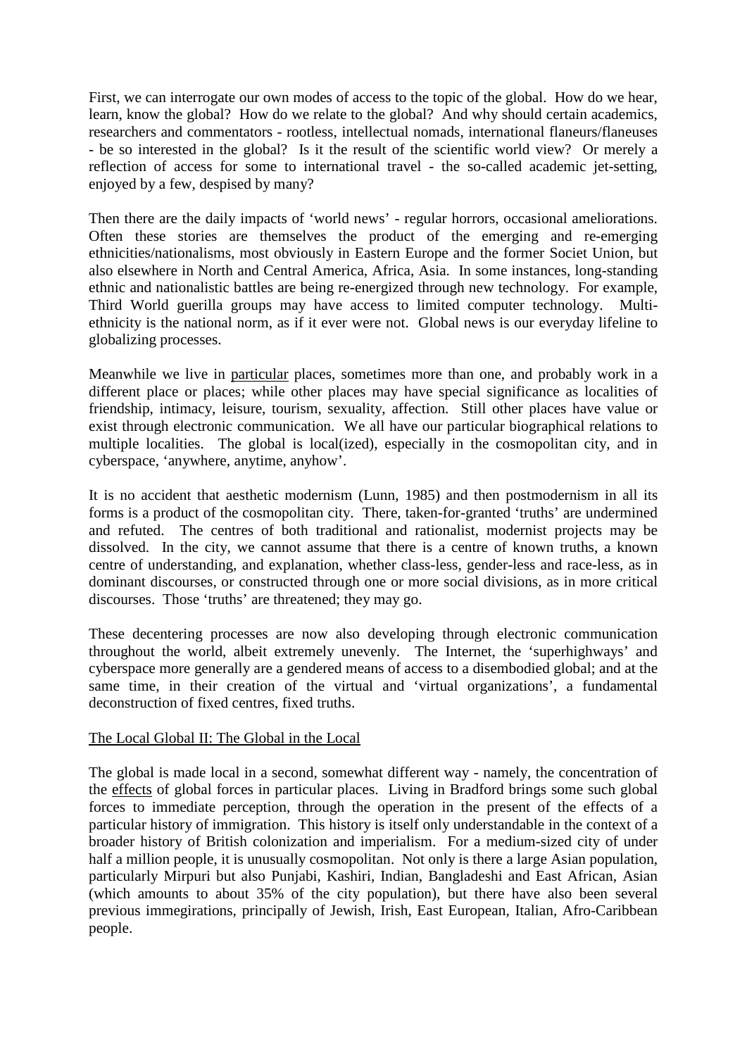First, we can interrogate our own modes of access to the topic of the global. How do we hear, learn, know the global? How do we relate to the global? And why should certain academics, researchers and commentators - rootless, intellectual nomads, international flaneurs/flaneuses - be so interested in the global? Is it the result of the scientific world view? Or merely a reflection of access for some to international travel - the so-called academic jet-setting, enjoyed by a few, despised by many?

Then there are the daily impacts of 'world news' - regular horrors, occasional ameliorations. Often these stories are themselves the product of the emerging and re-emerging ethnicities/nationalisms, most obviously in Eastern Europe and the former Societ Union, but also elsewhere in North and Central America, Africa, Asia. In some instances, long-standing ethnic and nationalistic battles are being re-energized through new technology. For example, Third World guerilla groups may have access to limited computer technology. Multi-ethnicity is the national norm, as if it ever were not. Global news is our everyday lifeline to globalizing processes.

Meanwhile we live in <u>particular</u> places, sometimes more than one, and probably work in a different place or places; while other places may have special significance as localities of friendship, intimacy, leisure, tourism, sexuality, affection. Still other places have value or exist through electronic communication. We all have our particular biographical relations to multiple localities. The global is local(ized), especially in the cosmopolitan city, and in cyberspace, 'anywhere, anytime, anyhow'.

It is no accident that aesthetic modernism (Lunn, 1985) and then postmodernism in all its forms is a product of the cosmopolitan city. There, taken-for-granted 'truths' are undermined and refuted. The centres of both traditional and rationalist, modernist projects may be dissolved. In the city, we cannot assume that there is a centre of known truths, a known centre of understanding, and explanation, whether class-less, gender-less and race-less, as in dominant discourses, or constructed through one or more social divisions, as in more critical discourses. Those 'truths' are threatened; they may go.

These decentering processes are now also developing through electronic communication throughout the world, albeit extremely unevenly. The Internet, the 'superhighways' and cyberspace more generally are a gendered means of access to a disembodied global; and at the same time, in their creation of the virtual and 'virtual organizations', a fundamental deconstruction of fixed centres, fixed truths.

## <u>The Local Global II: The Global in the Local</u>

The global is made local in a second, somewhat different way - namely, the concentration of the <u>effects</u> of global forces in particular places. Living in Bradford brings some such global forces to immediate perception, through the operation in the present of the effects of a particular history of immigration. This history is itself only understandable in the context of a broader history of British colonization and imperialism. For a medium-sized city of under half a million people, it is unusually cosmopolitan. Not only is there a large Asian population, particularly Mirpuri but also Punjabi, Kashiri, Indian, Bangladeshi and East African, Asian (which amounts to about 35% of the city population), but there have also been several previous immegirations, principally of Jewish, Irish, East European, Italian, Afro-Caribbean people.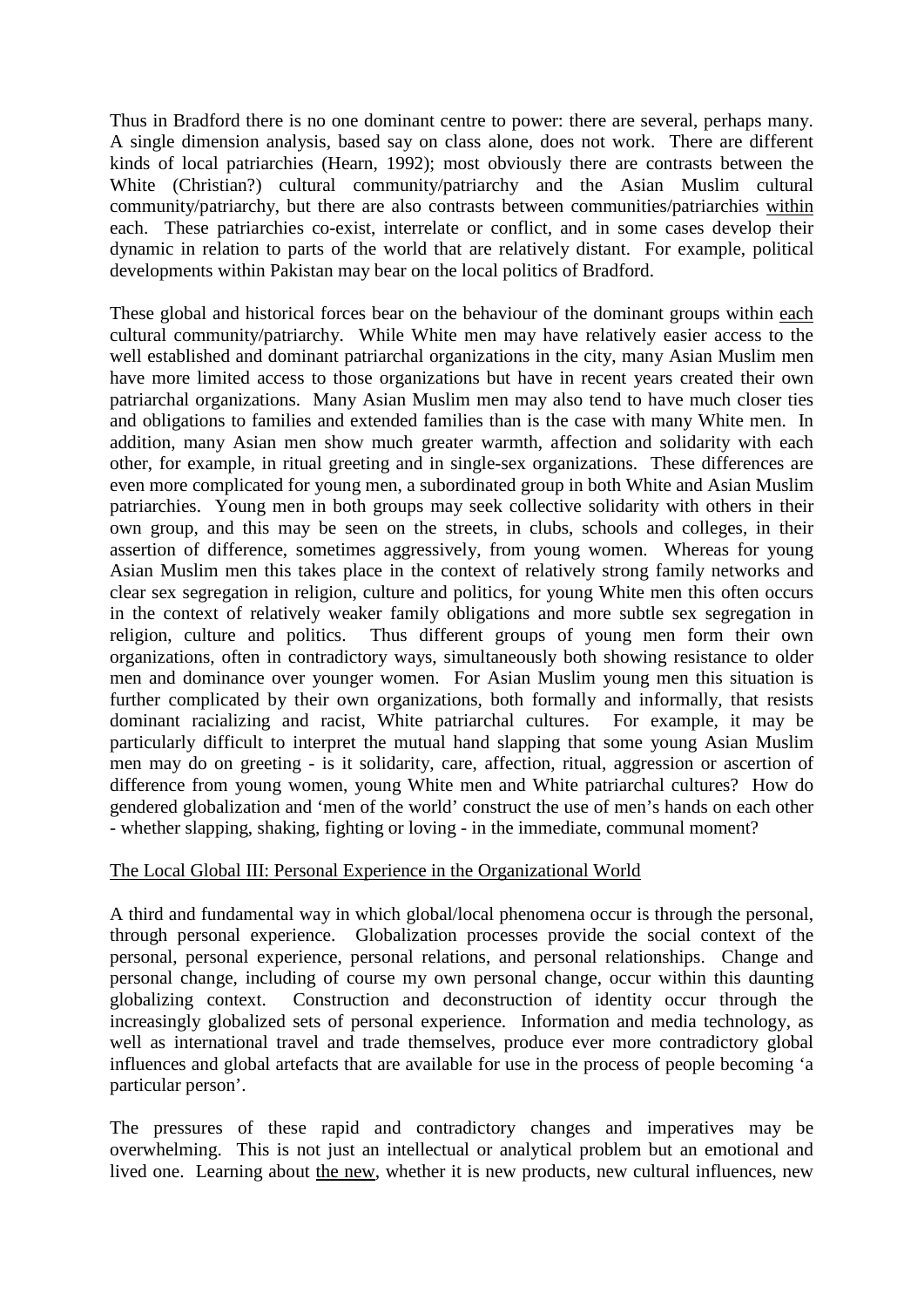Thus in Bradford there is no one dominant centre to power: there are several, perhaps many. A single dimension analysis, based say on class alone, does not work. There are different kinds of local patriarchies (Hearn, 1992); most obviously there are contrasts between the White (Christian?) cultural community/patriarchy and the Asian Muslim cultural community/patriarchy, but there are also contrasts between communities/patriarchies <u>within</u> each. These patriarchies co-exist, interrelate or conflict, and in some cases develop their dynamic in relation to parts of the world that are relatively distant. For example, political developments within Pakistan may bear on the local politics of Bradford.

These global and historical forces bear on the behaviour of the dominant groups within <u>each</u> cultural community/patriarchy. While White men may have relatively easier access to the well established and dominant patriarchal organizations in the city, many Asian Muslim men have more limited access to those organizations but have in recent years created their own patriarchal organizations. Many Asian Muslim men may also tend to have much closer ties and obligations to families and extended families than is the case with many White men. In addition, many Asian men show much greater warmth, affection and solidarity with each other, for example, in ritual greeting and in single-sex organizations. These differences are even more complicated for young men, a subordinated group in both White and Asian Muslim patriarchies. Young men in both groups may seek collective solidarity with others in their own group, and this may be seen on the streets, in clubs, schools and colleges, in their assertion of difference, sometimes aggressively, from young women. Whereas for young Asian Muslim men this takes place in the context of relatively strong family networks and clear sex segregation in religion, culture and politics, for young White men this often occurs in the context of relatively weaker family obligations and more subtle sex segregation in religion, culture and politics. Thus different groups of young men form their own organizations, often in contradictory ways, simultaneously both showing resistance to older men and dominance over younger women. For Asian Muslim young men this situation is further complicated by their own organizations, both formally and informally, that resists dominant racializing and racist, White patriarchal cultures. For example, it may be particularly difficult to interpret the mutual hand slapping that some young Asian Muslim men may do on greeting - is it solidarity, care, affection, ritual, aggression or ascertion of difference from young women, young White men and White patriarchal cultures? How do gendered globalization and 'men of the world' construct the use of men's hands on each other - whether slapping, shaking, fighting or loving - in the immediate, communal moment?

## <u>The Local Global III: Personal Experience in the Organizational World</u>

A third and fundamental way in which global/local phenomena occur is through the personal, through personal experience. Globalization processes provide the social context of the personal, personal experience, personal relations, and personal relationships. Change and personal change, including of course my own personal change, occur within this daunting globalizing context. Construction and deconstruction of identity occur through the increasingly globalized sets of personal experience. Information and media technology, as well as international travel and trade themselves, produce ever more contradictory global influences and global artefacts that are available for use in the process of people becoming 'a particular person'.

The pressures of these rapid and contradictory changes and imperatives may be overwhelming. This is not just an intellectual or analytical problem but an emotional and lived one. Learning about <u>the new</u>, whether it is new products, new cultural influences, new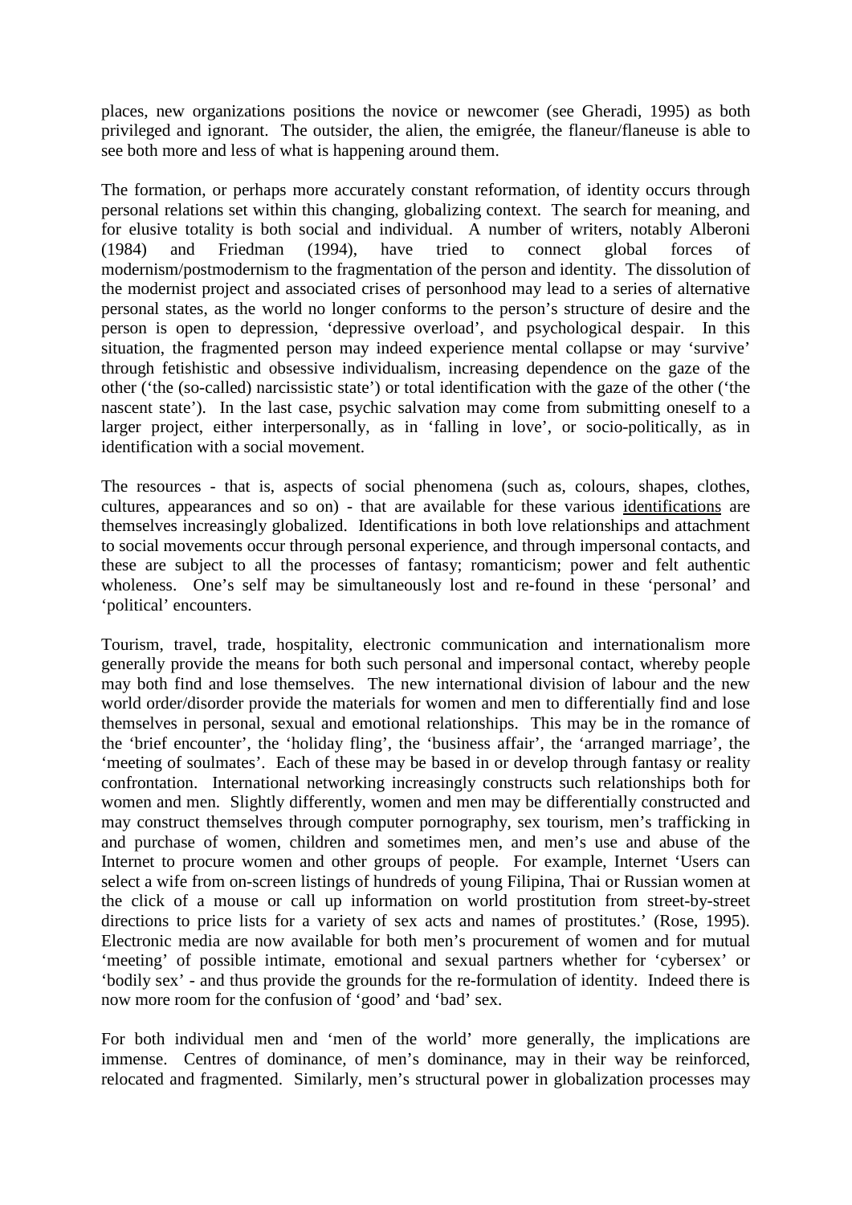places, new organizations positions the novice or newcomer (see Gheradi, 1995) as both privileged and ignorant. The outsider, the alien, the emigrée, the flaneur/flaneuse is able to see both more and less of what is happening around them.

The formation, or perhaps more accurately constant reformation, of identity occurs through personal relations set within this changing, globalizing context. The search for meaning, and for elusive totality is both social and individual. A number of writers, notably Alberoni (1984) and Friedman (1994), have tried to connect global forces of modernism/postmodernism to the fragmentation of the person and identity. The dissolution of the modernist project and associated crises of personhood may lead to a series of alternative personal states, as the world no longer conforms to the person's structure of desire and the person is open to depression, 'depressive overload', and psychological despair. In this situation, the fragmented person may indeed experience mental collapse or may 'survive' through fetishistic and obsessive individualism, increasing dependence on the gaze of the other ('the (so-called) narcissistic state') or total identification with the gaze of the other ('the nascent state'). In the last case, psychic salvation may come from submitting oneself to a larger project, either interpersonally, as in 'falling in love', or socio-politically, as in identification with a social movement.

The resources - that is, aspects of social phenomena (such as, colours, shapes, clothes, cultures, appearances and so on) - that are available for these various <u>identifications</u> are themselves increasingly globalized. Identifications in both love relationships and attachment to social movements occur through personal experience, and through impersonal contacts, and these are subject to all the processes of fantasy; romanticism; power and felt authentic wholeness. One's self may be simultaneously lost and re-found in these 'personal' and 'political' encounters.

Tourism, travel, trade, hospitality, electronic communication and internationalism more generally provide the means for both such personal and impersonal contact, whereby people may both find and lose themselves. The new international division of labour and the new world order/disorder provide the materials for women and men to differentially find and lose themselves in personal, sexual and emotional relationships. This may be in the romance of the 'brief encounter', the 'holiday fling', the 'business affair', the 'arranged marriage', the 'meeting of soulmates'. Each of these may be based in or develop through fantasy or reality confrontation. International networking increasingly constructs such relationships both for women and men. Slightly differently, women and men may be differentially constructed and may construct themselves through computer pornography, sex tourism, men's trafficking in and purchase of women, children and sometimes men, and men's use and abuse of the Internet to procure women and other groups of people. For example, Internet 'Users can select a wife from on-screen listings of hundreds of young Filipina, Thai or Russian women at the click of a mouse or call up information on world prostitution from street-by-street directions to price lists for a variety of sex acts and names of prostitutes.' (Rose, 1995). Electronic media are now available for both men's procurement of women and for mutual 'meeting' of possible intimate, emotional and sexual partners whether for 'cybersex' or 'bodily sex' - and thus provide the grounds for the re-formulation of identity. Indeed there is now more room for the confusion of 'good' and 'bad' sex.

For both individual men and 'men of the world' more generally, the implications are immense. Centres of dominance, of men's dominance, may in their way be reinforced, relocated and fragmented. Similarly, men's structural power in globalization processes may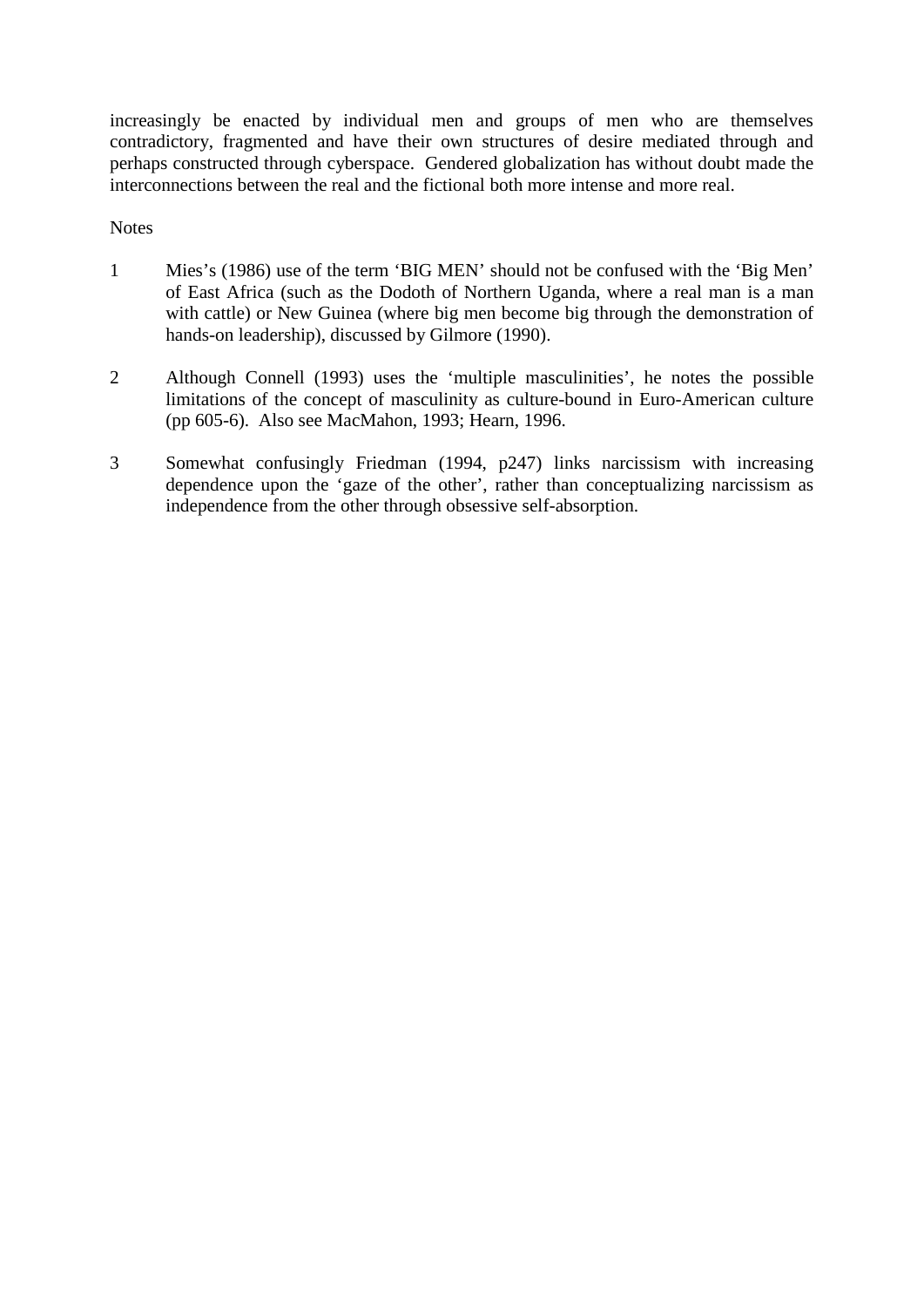increasingly be enacted by individual men and groups of men who are themselves contradictory, fragmented and have their own structures of desire mediated through and perhaps constructed through cyberspace. Gendered globalization has without doubt made the interconnections between the real and the fictional both more intense and more real.

Notes

1 Mies's (1986) use of the term 'BIG MEN' should not be confused with the 'Big Men' of East Africa (such as the Dodoth of Northern Uganda, where a real man is a man with cattle) or New Guinea (where big men become big through the demonstration of hands-on leadership), discussed by Gilmore (1990).

2 Although Connell (1993) uses the 'multiple masculinities', he notes the possible limitations of the concept of masculinity as culture-bound in Euro-American culture (pp 605-6). Also see MacMahon, 1993; Hearn, 1996.

3 Somewhat confusingly Friedman (1994, p247) links narcissism with increasing dependence upon the 'gaze of the other', rather than conceptualizing narcissism as independence from the other through obsessive self-absorption.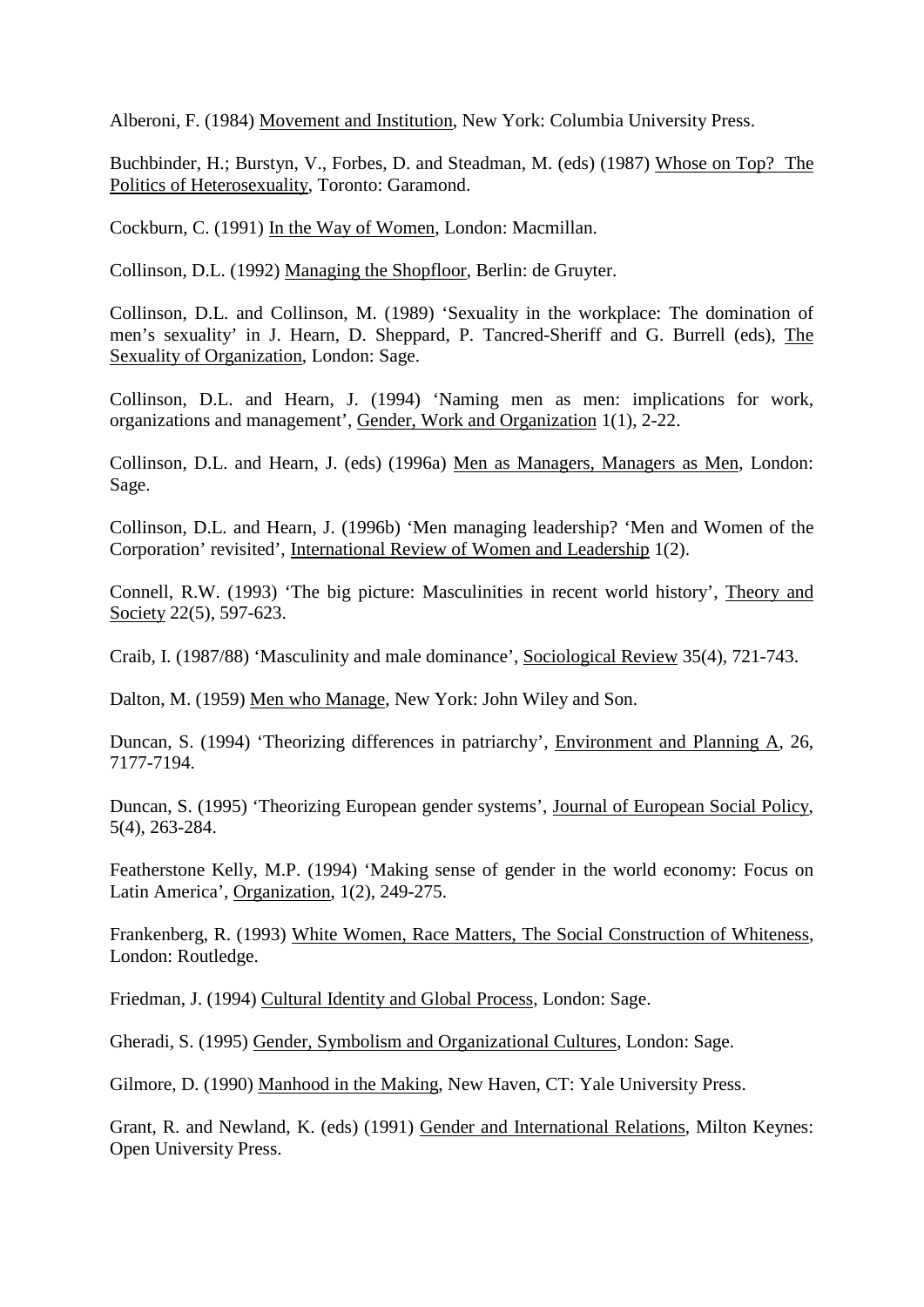Alberoni, F. (1984) Movement and Institution, New York: Columbia University Press.

Buchbinder, H.; Burstyn, V., Forbes, D. and Steadman, M. (eds) (1987) Whose on Top? The Politics of Heterosexuality, Toronto: Garamond.

Cockburn, C. (1991) In the Way of Women, London: Macmillan.

Collinson, D.L. (1992) Managing the Shopfloor, Berlin: de Gruyter.

Collinson, D.L. and Collinson, M. (1989) 'Sexuality in the workplace: The domination of men's sexuality' in J. Hearn, D. Sheppard, P. Tancred-Sheriff and G. Burrell (eds), The Sexuality of Organization, London: Sage.

Collinson, D.L. and Hearn, J. (1994) 'Naming men as men: implications for work, organizations and management', Gender, Work and Organization 1(1), 2-22.

Collinson, D.L. and Hearn, J. (eds) (1996a) Men as Managers, Managers as Men, London: Sage.

Collinson, D.L. and Hearn, J. (1996b) 'Men managing leadership? 'Men and Women of the Corporation' revisited', International Review of Women and Leadership 1(2).

Connell, R.W. (1993) 'The big picture: Masculinities in recent world history', Theory and Society 22(5), 597-623.

Craib, I. (1987/88) 'Masculinity and male dominance', Sociological Review 35(4), 721-743.

Dalton, M. (1959) Men who Manage, New York: John Wiley and Son.

Duncan, S. (1994) 'Theorizing differences in patriarchy', Environment and Planning A, 26, 7177-7194.

Duncan, S. (1995) 'Theorizing European gender systems', Journal of European Social Policy, 5(4), 263-284.

Featherstone Kelly, M.P. (1994) 'Making sense of gender in the world economy: Focus on Latin America', Organization, 1(2), 249-275.

Frankenberg, R. (1993) White Women, Race Matters, The Social Construction of Whiteness, London: Routledge.

Friedman, J. (1994) Cultural Identity and Global Process, London: Sage.

Gheradi, S. (1995) Gender, Symbolism and Organizational Cultures, London: Sage.

Gilmore, D. (1990) Manhood in the Making, New Haven, CT: Yale University Press.

Grant, R. and Newland, K. (eds) (1991) Gender and International Relations, Milton Keynes: Open University Press.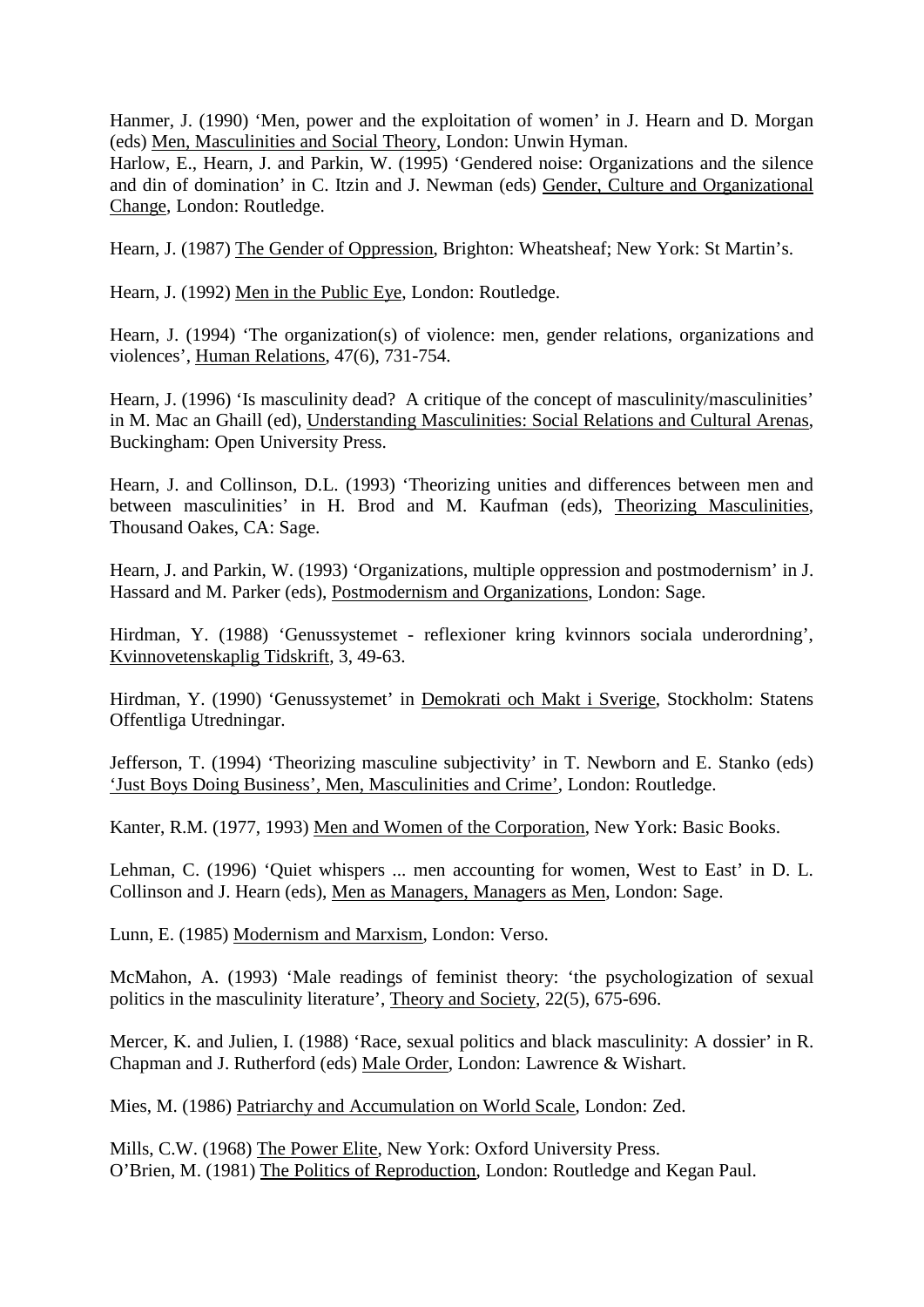Hanmer, J. (1990) 'Men, power and the exploitation of women' in J. Hearn and D. Morgan (eds) Men, Masculinities and Social Theory, London: Unwin Hyman.
Harlow, E., Hearn, J. and Parkin, W. (1995) 'Gendered noise: Organizations and the silence and din of domination' in C. Itzin and J. Newman (eds) Gender, Culture and Organizational Change, London: Routledge.

Hearn, J. (1987) The Gender of Oppression, Brighton: Wheatsheaf; New York: St Martin's.

Hearn, J. (1992) Men in the Public Eye, London: Routledge.

Hearn, J. (1994) 'The organization(s) of violence: men, gender relations, organizations and violences', Human Relations, 47(6), 731-754.

Hearn, J. (1996) 'Is masculinity dead? A critique of the concept of masculinity/masculinities' in M. Mac an Ghaill (ed), Understanding Masculinities: Social Relations and Cultural Arenas, Buckingham: Open University Press.

Hearn, J. and Collinson, D.L. (1993) 'Theorizing unities and differences between men and between masculinities' in H. Brod and M. Kaufman (eds), Theorizing Masculinities, Thousand Oakes, CA: Sage.

Hearn, J. and Parkin, W. (1993) 'Organizations, multiple oppression and postmodernism' in J. Hassard and M. Parker (eds), Postmodernism and Organizations, London: Sage.

Hirdman, Y. (1988) 'Genussystemet - reflexioner kring kvinnors sociala underordning', Kvinnovetenskaplig Tidskrift, 3, 49-63.

Hirdman, Y. (1990) 'Genussystemet' in Demokrati och Makt i Sverige, Stockholm: Statens Offentliga Utredningar.

Jefferson, T. (1994) 'Theorizing masculine subjectivity' in T. Newborn and E. Stanko (eds) 'Just Boys Doing Business', Men, Masculinities and Crime', London: Routledge.

Kanter, R.M. (1977, 1993) Men and Women of the Corporation, New York: Basic Books.

Lehman, C. (1996) 'Quiet whispers ... men accounting for women, West to East' in D. L. Collinson and J. Hearn (eds), Men as Managers, Managers as Men, London: Sage.

Lunn, E. (1985) Modernism and Marxism, London: Verso.

McMahon, A. (1993) 'Male readings of feminist theory: 'the psychologization of sexual politics in the masculinity literature', Theory and Society, 22(5), 675-696.

Mercer, K. and Julien, I. (1988) 'Race, sexual politics and black masculinity: A dossier' in R. Chapman and J. Rutherford (eds) Male Order, London: Lawrence & Wishart.

Mies, M. (1986) Patriarchy and Accumulation on World Scale, London: Zed.

Mills, C.W. (1968) The Power Elite, New York: Oxford University Press.
O'Brien, M. (1981) The Politics of Reproduction, London: Routledge and Kegan Paul.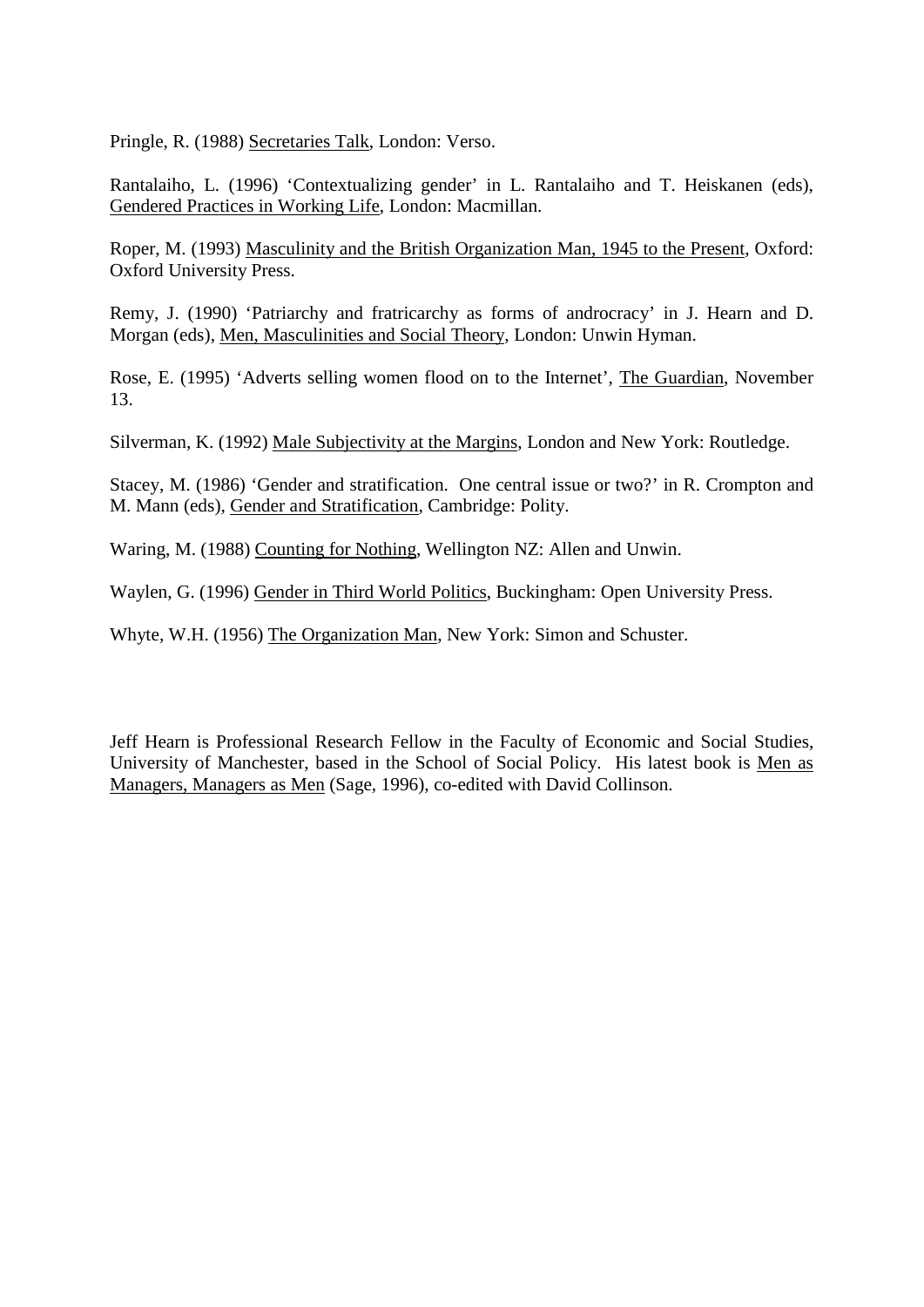Pringle, R. (1988) Secretaries Talk, London: Verso.

Rantalaiho, L. (1996) 'Contextualizing gender' in L. Rantalaiho and T. Heiskanen (eds), Gendered Practices in Working Life, London: Macmillan.

Roper, M. (1993) Masculinity and the British Organization Man, 1945 to the Present, Oxford: Oxford University Press.

Remy, J. (1990) 'Patriarchy and fratricarchy as forms of androcracy' in J. Hearn and D. Morgan (eds), Men, Masculinities and Social Theory, London: Unwin Hyman.

Rose, E. (1995) 'Adverts selling women flood on to the Internet', The Guardian, November 13.

Silverman, K. (1992) Male Subjectivity at the Margins, London and New York: Routledge.

Stacey, M. (1986) 'Gender and stratification. One central issue or two?' in R. Crompton and M. Mann (eds), Gender and Stratification, Cambridge: Polity.

Waring, M. (1988) Counting for Nothing, Wellington NZ: Allen and Unwin.

Waylen, G. (1996) Gender in Third World Politics, Buckingham: Open University Press.

Whyte, W.H. (1956) The Organization Man, New York: Simon and Schuster.

Jeff Hearn is Professional Research Fellow in the Faculty of Economic and Social Studies, University of Manchester, based in the School of Social Policy. His latest book is Men as Managers, Managers as Men (Sage, 1996), co-edited with David Collinson.